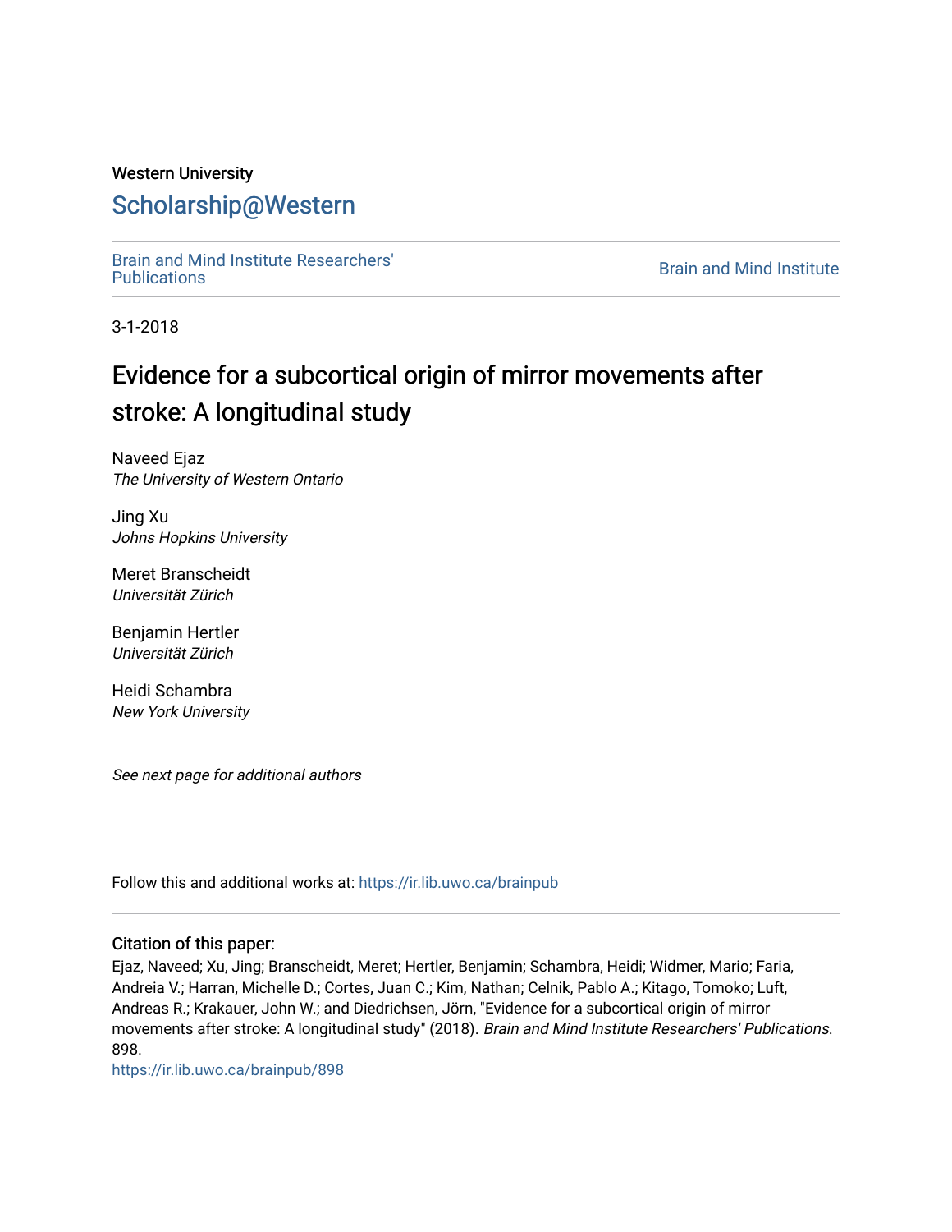Western University

# Scholarship@Western

Brain and Mind Institute Researchers' Publications

Brain and Mind Institute

3-1-2018

# Evidence for a subcortical origin of mirror movements after stroke: A longitudinal study

Naveed Ejaz
*The University of Western Ontario*

Jing Xu
*Johns Hopkins University*

Meret Branscheidt
*Universität Zürich*

Benjamin Hertler
*Universität Zürich*

Heidi Schambra
*New York University*

*See next page for additional authors*

Follow this and additional works at: https://ir.lib.uwo.ca/brainpub

## Citation of this paper:

Ejaz, Naveed; Xu, Jing; Branscheidt, Meret; Hertler, Benjamin; Schambra, Heidi; Widmer, Mario; Faria, Andreia V.; Harran, Michelle D.; Cortes, Juan C.; Kim, Nathan; Celnik, Pablo A.; Kitago, Tomoko; Luft, Andreas R.; Krakauer, John W.; and Diedrichsen, Jörn, "Evidence for a subcortical origin of mirror movements after stroke: A longitudinal study" (2018). *Brain and Mind Institute Researchers' Publications*. 898.
https://ir.lib.uwo.ca/brainpub/898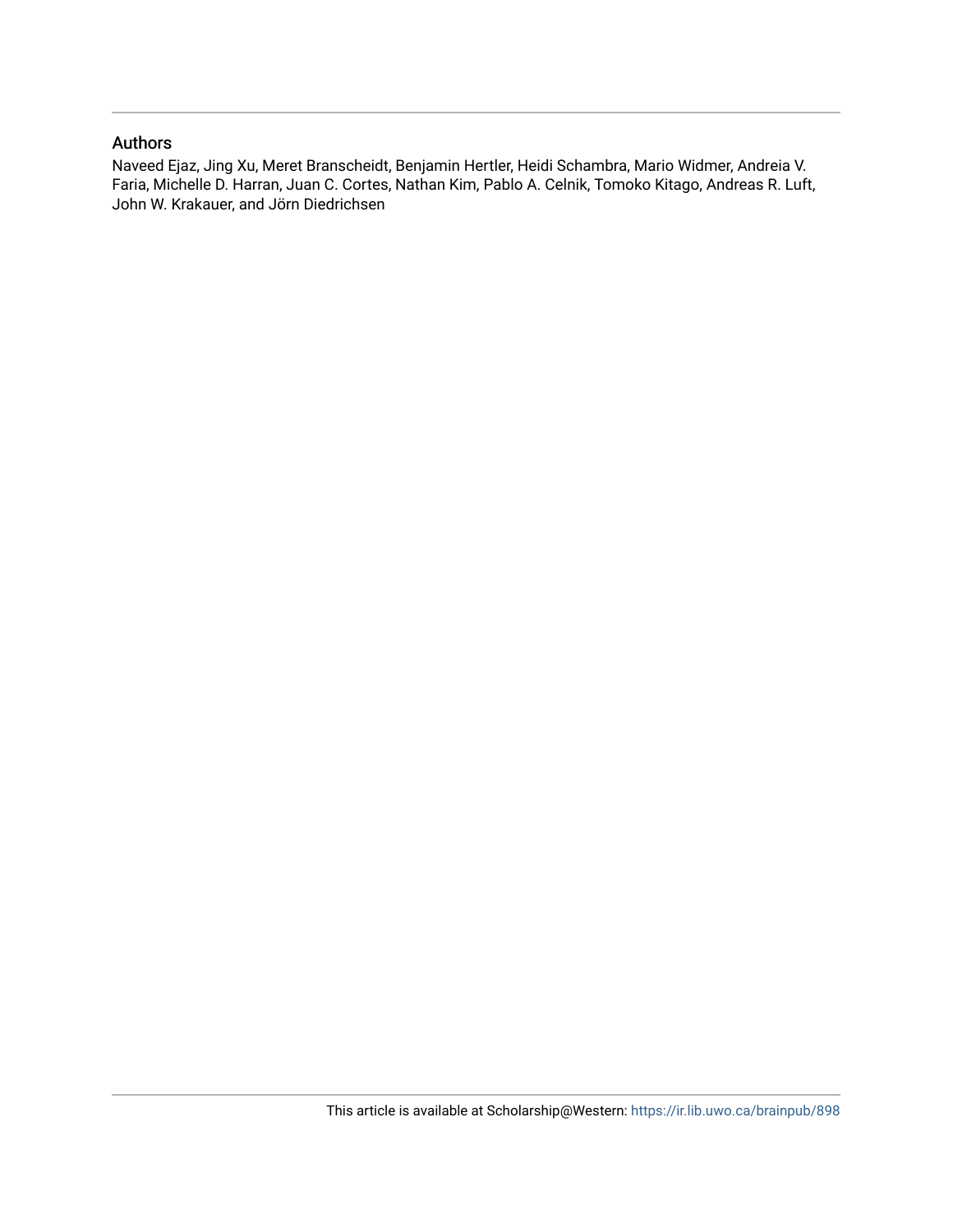## Authors

Naveed Ejaz, Jing Xu, Meret Branscheidt, Benjamin Hertler, Heidi Schambra, Mario Widmer, Andreia V. Faria, Michelle D. Harran, Juan C. Cortes, Nathan Kim, Pablo A. Celnik, Tomoko Kitago, Andreas R. Luft, John W. Krakauer, and Jörn Diedrichsen

This article is available at Scholarship@Western: https://ir.lib.uwo.ca/brainpub/898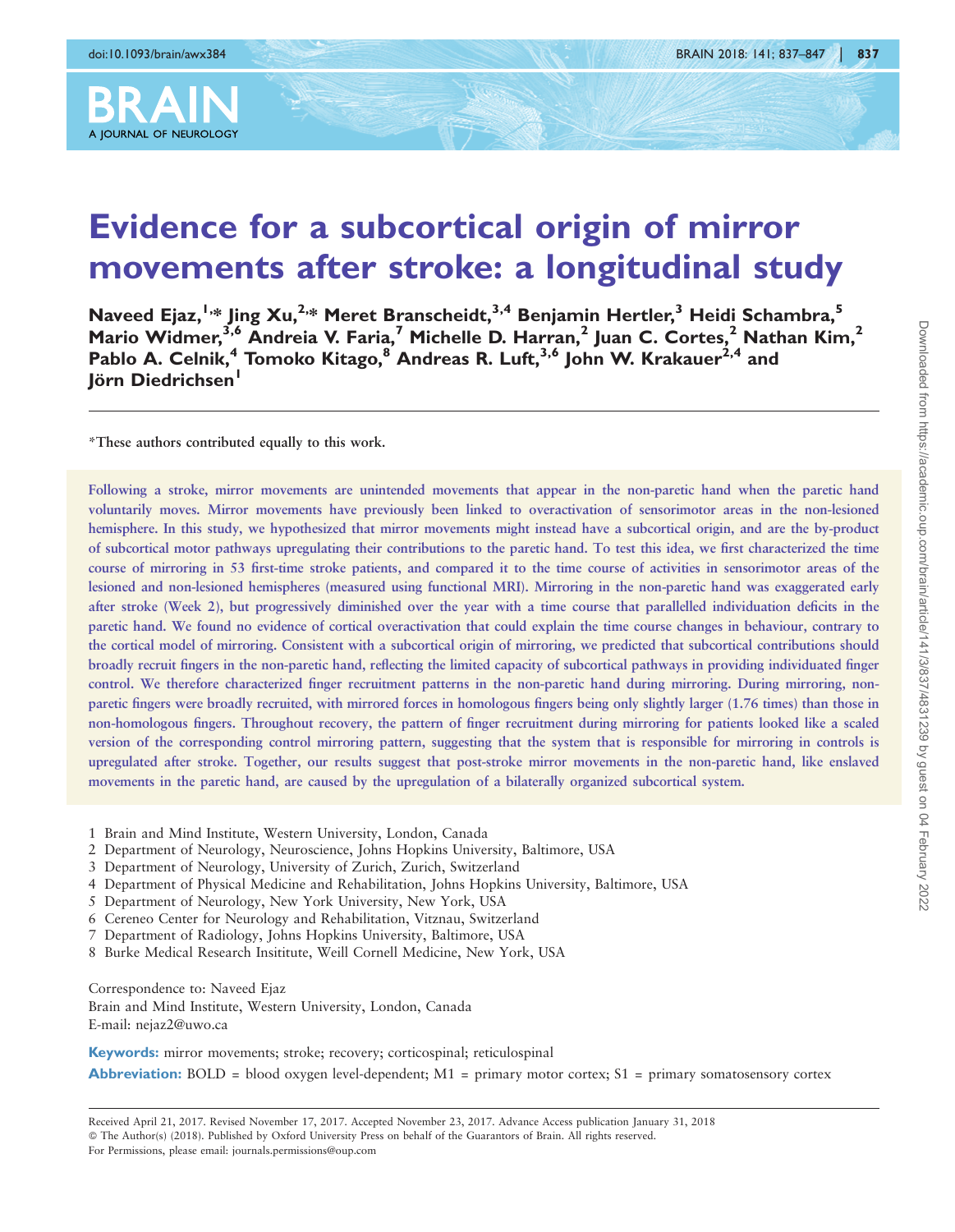# Evidence for a subcortical origin of mirror movements after stroke: a longitudinal study

Naveed Ejaz,[1,*] Jing Xu,[2,*] Meret Branscheidt,[3,4] Benjamin Hertler,[3] Heidi Schambra,[5] Mario Widmer,[3,6] Andreia V. Faria,[7] Michelle D. Harran,[2] Juan C. Cortes,[2] Nathan Kim,[2] Pablo A. Celnik,[4] Tomoko Kitago,[8] Andreas R. Luft,[3,6] John W. Krakauer[2,4] and Jörn Diedrichsen[1]

*These authors contributed equally to this work.

Following a stroke, mirror movements are unintended movements that appear in the non-paretic hand when the paretic hand voluntarily moves. Mirror movements have previously been linked to overactivation of sensorimotor areas in the non-lesioned hemisphere. In this study, we hypothesized that mirror movements might instead have a subcortical origin, and are the by-product of subcortical motor pathways upregulating their contributions to the paretic hand. To test this idea, we first characterized the time course of mirroring in 53 first-time stroke patients, and compared it to the time course of activities in sensorimotor areas of the lesioned and non-lesioned hemispheres (measured using functional MRI). Mirroring in the non-paretic hand was exaggerated early after stroke (Week 2), but progressively diminished over the year with a time course that parallelled individuation deficits in the paretic hand. We found no evidence of cortical overactivation that could explain the time course changes in behaviour, contrary to the cortical model of mirroring. Consistent with a subcortical origin of mirroring, we predicted that subcortical contributions should broadly recruit fingers in the non-paretic hand, reflecting the limited capacity of subcortical pathways in providing individuated finger control. We therefore characterized finger recruitment patterns in the non-paretic hand during mirroring. During mirroring, non-paretic fingers were broadly recruited, with mirrored forces in homologous fingers being only slightly larger (1.76 times) than those in non-homologous fingers. Throughout recovery, the pattern of finger recruitment during mirroring for patients looked like a scaled version of the corresponding control mirroring pattern, suggesting that the system that is responsible for mirroring in controls is upregulated after stroke. Together, our results suggest that post-stroke mirror movements in the non-paretic hand, like enslaved movements in the paretic hand, are caused by the upregulation of a bilaterally organized subcortical system.

1 Brain and Mind Institute, Western University, London, Canada
2 Department of Neurology, Neuroscience, Johns Hopkins University, Baltimore, USA
3 Department of Neurology, University of Zurich, Zurich, Switzerland
4 Department of Physical Medicine and Rehabilitation, Johns Hopkins University, Baltimore, USA
5 Department of Neurology, New York University, New York, USA
6 Cereneo Center for Neurology and Rehabilitation, Vitznau, Switzerland
7 Department of Radiology, Johns Hopkins University, Baltimore, USA
8 Burke Medical Research Insititute, Weill Cornell Medicine, New York, USA

Correspondence to: Naveed Ejaz
Brain and Mind Institute, Western University, London, Canada
E-mail: nejaz2@uwo.ca

**Keywords:** mirror movements; stroke; recovery; corticospinal; reticulospinal

**Abbreviation:** BOLD = blood oxygen level-dependent; M1 = primary motor cortex; S1 = primary somatosensory cortex

Received April 21, 2017. Revised November 17, 2017. Accepted November 23, 2017. Advance Access publication January 31, 2018
© The Author(s) (2018). Published by Oxford University Press on behalf of the Guarantors of Brain. All rights reserved.
For Permissions, please email: journals.permissions@oup.com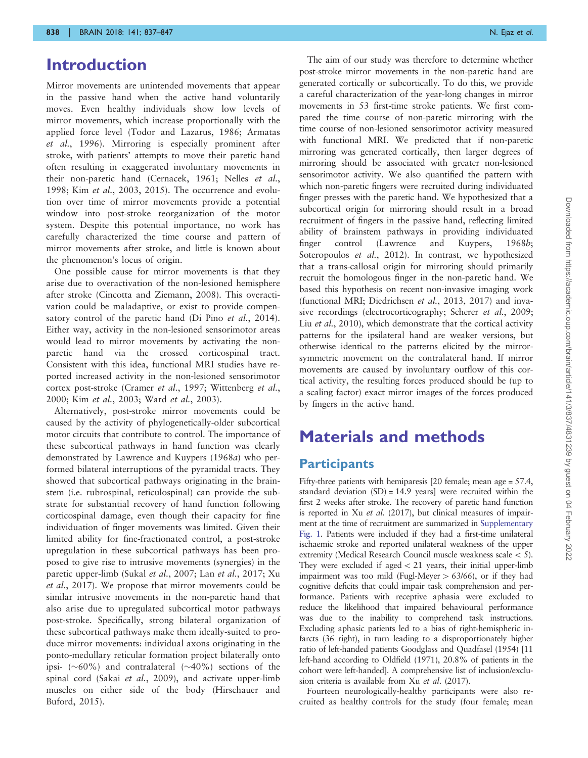# Introduction

Mirror movements are unintended movements that appear in the passive hand when the active hand voluntarily moves. Even healthy individuals show low levels of mirror movements, which increase proportionally with the applied force level (Todor and Lazarus, 1986; Armatas *et al.*, 1996). Mirroring is especially prominent after stroke, with patients' attempts to move their paretic hand often resulting in exaggerated involuntary movements in their non-paretic hand (Cernacek, 1961; Nelles *et al.*, 1998; Kim *et al.*, 2003, 2015). The occurrence and evolution over time of mirror movements provide a potential window into post-stroke reorganization of the motor system. Despite this potential importance, no work has carefully characterized the time course and pattern of mirror movements after stroke, and little is known about the phenomenon's locus of origin.

One possible cause for mirror movements is that they arise due to overactivation of the non-lesioned hemisphere after stroke (Cincotta and Ziemann, 2008). This overactivation could be maladaptive, or exist to provide compensatory control of the paretic hand (Di Pino *et al.*, 2014). Either way, activity in the non-lesioned sensorimotor areas would lead to mirror movements by activating the non-paretic hand via the crossed corticospinal tract. Consistent with this idea, functional MRI studies have reported increased activity in the non-lesioned sensorimotor cortex post-stroke (Cramer *et al.*, 1997; Wittenberg *et al.*, 2000; Kim *et al.*, 2003; Ward *et al.*, 2003).

Alternatively, post-stroke mirror movements could be caused by the activity of phylogenetically-older subcortical motor circuits that contribute to control. The importance of these subcortical pathways in hand function was clearly demonstrated by Lawrence and Kuypers (1968*a*) who performed bilateral interruptions of the pyramidal tracts. They showed that subcortical pathways originating in the brainstem (i.e. rubrospinal, reticulospinal) can provide the substrate for substantial recovery of hand function following corticospinal damage, even though their capacity for fine individuation of finger movements was limited. Given their limited ability for fine-fractionated control, a post-stroke upregulation in these subcortical pathways has been proposed to give rise to intrusive movements (synergies) in the paretic upper-limb (Sukal *et al.*, 2007; Lan *et al.*, 2017; Xu *et al.*, 2017). We propose that mirror movements could be similar intrusive movements in the non-paretic hand that also arise due to upregulated subcortical motor pathways post-stroke. Specifically, strong bilateral organization of these subcortical pathways make them ideally-suited to produce mirror movements: individual axons originating in the ponto-medullary reticular formation project bilaterally onto ipsi- (~60%) and contralateral (~40%) sections of the spinal cord (Sakai *et al.*, 2009), and activate upper-limb muscles on either side of the body (Hirschauer and Buford, 2015).

The aim of our study was therefore to determine whether post-stroke mirror movements in the non-paretic hand are generated cortically or subcortically. To do this, we provide a careful characterization of the year-long changes in mirror movements in 53 first-time stroke patients. We first compared the time course of non-paretic mirroring with the time course of non-lesioned sensorimotor activity measured with functional MRI. We predicted that if non-paretic mirroring was generated cortically, then larger degrees of mirroring should be associated with greater non-lesioned sensorimotor activity. We also quantified the pattern with which non-paretic fingers were recruited during individuated finger presses with the paretic hand. We hypothesized that a subcortical origin for mirroring should result in a broad recruitment of fingers in the passive hand, reflecting limited ability of brainstem pathways in providing individuated finger control (Lawrence and Kuypers, 1968*b*; Soteropoulos *et al.*, 2012). In contrast, we hypothesized that a trans-callosal origin for mirroring should primarily recruit the homologous finger in the non-paretic hand. We based this hypothesis on recent non-invasive imaging work (functional MRI; Diedrichsen *et al.*, 2013, 2017) and invasive recordings (electrocorticography; Scherer *et al.*, 2009; Liu *et al.*, 2010), which demonstrate that the cortical activity patterns for the ipsilateral hand are weaker versions, but otherwise identical to the patterns elicited by the mirror-symmetric movement on the contralateral hand. If mirror movements are caused by involuntary outflow of this cortical activity, the resulting forces produced should be (up to a scaling factor) exact mirror images of the forces produced by fingers in the active hand.

# Materials and methods

## Participants

Fifty-three patients with hemiparesis [20 female; mean age = 57.4, standard deviation (SD) = 14.9 years] were recruited within the first 2 weeks after stroke. The recovery of paretic hand function is reported in Xu *et al.* (2017), but clinical measures of impairment at the time of recruitment are summarized in Supplementary Fig. 1. Patients were included if they had a first-time unilateral ischaemic stroke and reported unilateral weakness of the upper extremity (Medical Research Council muscle weakness scale < 5). They were excluded if aged < 21 years, their initial upper-limb impairment was too mild (Fugl-Meyer > 63/66), or if they had cognitive deficits that could impair task comprehension and performance. Patients with receptive aphasia were excluded to reduce the likelihood that impaired behavioural performance was due to the inability to comprehend task instructions. Excluding aphasic patients led to a bias of right-hemispheric infarcts (36 right), in turn leading to a disproportionately higher ratio of left-handed patients Goodglass and Quadfasel (1954) [11 left-hand according to Oldfield (1971), 20.8% of patients in the cohort were left-handed]. A comprehensive list of inclusion/exclusion criteria is available from Xu *et al.* (2017).

Fourteen neurologically-healthy participants were also recruited as healthy controls for the study (four female; mean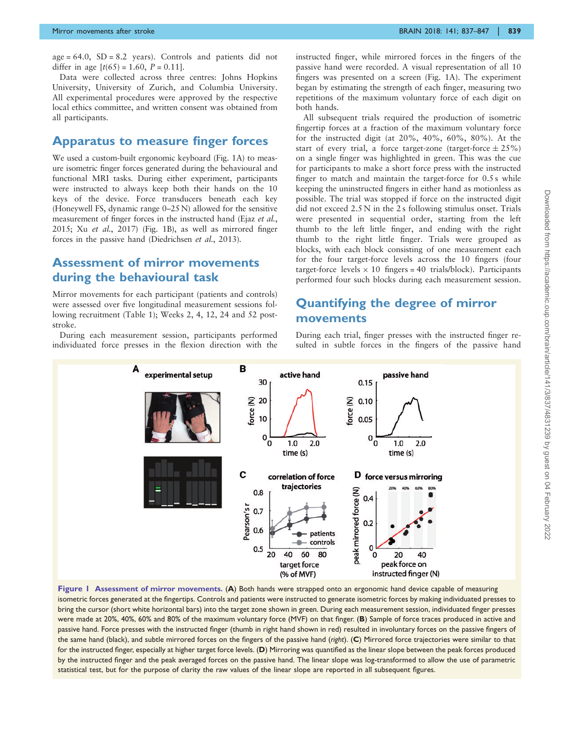age = 64.0, SD = 8.2 years). Controls and patients did not differ in age [$t(65) = 1.60$, $P = 0.11$].

Data were collected across three centres: Johns Hopkins University, University of Zurich, and Columbia University. All experimental procedures were approved by the respective local ethics committee, and written consent was obtained from all participants.

## Apparatus to measure finger forces

We used a custom-built ergonomic keyboard (Fig. 1A) to measure isometric finger forces generated during the behavioural and functional MRI tasks. During either experiment, participants were instructed to always keep both their hands on the 10 keys of the device. Force transducers beneath each key (Honeywell FS, dynamic range 0–25 N) allowed for the sensitive measurement of finger forces in the instructed hand (Ejaz *et al.*, 2015; Xu *et al.*, 2017) (Fig. 1B), as well as mirrored finger forces in the passive hand (Diedrichsen *et al.*, 2013).

## Assessment of mirror movements during the behavioural task

Mirror movements for each participant (patients and controls) were assessed over five longitudinal measurement sessions following recruitment (Table 1); Weeks 2, 4, 12, 24 and 52 post-stroke.

During each measurement session, participants performed individuated force presses in the flexion direction with the instructed finger, while mirrored forces in the fingers of the passive hand were recorded. A visual representation of all 10 fingers was presented on a screen (Fig. 1A). The experiment began by estimating the strength of each finger, measuring two repetitions of the maximum voluntary force of each digit on both hands.

All subsequent trials required the production of isometric fingertip forces at a fraction of the maximum voluntary force for the instructed digit (at 20%, 40%, 60%, 80%). At the start of every trial, a force target-zone (target-force ± 25%) on a single finger was highlighted in green. This was the cue for participants to make a short force press with the instructed finger to match and maintain the target-force for 0.5 s while keeping the uninstructed fingers in either hand as motionless as possible. The trial was stopped if force on the instructed digit did not exceed 2.5 N in the 2 s following stimulus onset. Trials were presented in sequential order, starting from the left thumb to the left little finger, and ending with the right thumb to the right little finger. Trials were grouped as blocks, with each block consisting of one measurement each for the four target-force levels across the 10 fingers (four target-force levels × 10 fingers = 40 trials/block). Participants performed four such blocks during each measurement session.

## Quantifying the degree of mirror movements

During each trial, finger presses with the instructed finger resulted in subtle forces in the fingers of the passive hand

**Figure 1 Assessment of mirror movements.** (**A**) Both hands were strapped onto an ergonomic hand device capable of measuring isometric forces generated at the fingertips. Controls and patients were instructed to generate isometric forces by making individuated presses to bring the cursor (short white horizontal bars) into the target zone shown in green. During each measurement session, individuated finger presses were made at 20%, 40%, 60% and 80% of the maximum voluntary force (MVF) on that finger. (**B**) Sample of force traces produced in active and passive hand. Force presses with the instructed finger (thumb in right hand shown in red) resulted in involuntary forces on the passive fingers of the same hand (black), and subtle mirrored forces on the fingers of the passive hand (*right*). (**C**) Mirrored force trajectories were similar to that for the instructed finger, especially at higher target force levels. (**D**) Mirroring was quantified as the linear slope between the peak forces produced by the instructed finger and the peak averaged forces on the passive hand. The linear slope was log-transformed to allow the use of parametric statistical test, but for the purpose of clarity the raw values of the linear slope are reported in all subsequent figures.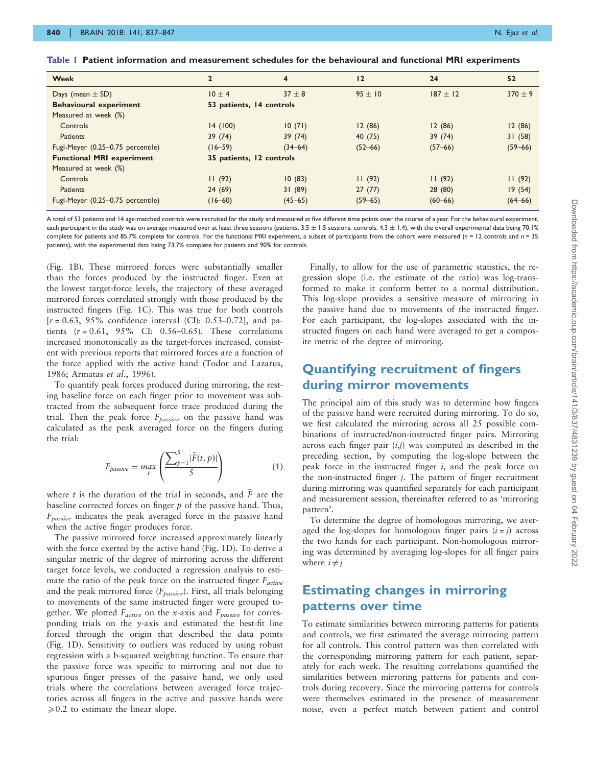**Table 1 Patient information and measurement schedules for the behavioural and functional MRI experiments**

| Week | 2 | 4 | 12 | 24 | 52 |
|---|---|---|---|---|---|
| Days (mean ± SD) | 10 ± 4 | 37 ± 8 | 95 ± 10 | 187 ± 12 | 370 ± 9 |
| **Behavioural experiment** | **53 patients, 14 controls** | | | | |
| Measured at week (%) | | | | | |
| Controls | 14 (100) | 10 (71) | 12 (86) | 12 (86) | 12 (86) |
| Patients | 39 (74) | 39 (74) | 40 (75) | 39 (74) | 31 (58) |
| Fugl-Meyer (0.25–0.75 percentile) | (16–59) | (34–64) | (52–66) | (57–66) | (59–66) |
| **Functional MRI experiment** | **35 patients, 12 controls** | | | | |
| Measured at week (%) | | | | | |
| Controls | 11 (92) | 10 (83) | 11 (92) | 11 (92) | 11 (92) |
| Patients | 24 (69) | 31 (89) | 27 (77) | 28 (80) | 19 (54) |
| Fugl-Meyer (0.25–0.75 percentile) | (16–60) | (45–65) | (59–65) | (60–66) | (64–66) |

A total of 53 patients and 14 age-matched controls were recruited for the study and measured at five different time points over the course of a year. For the behavioural experiment, each participant in the study was on average measured over at least three sessions (patients, 3.5 ± 1.5 sessions; controls, 4.3 ± 1.4), with the overall experimental data being 70.1% complete for patients and 85.7% complete for controls. For the functional MRI experiment, a subset of participants from the cohort were measured (n = 12 controls and n = 35 patients), with the experimental data being 73.7% complete for patients and 90% for controls.

(Fig. 1B). These mirrored forces were substantially smaller than the forces produced by the instructed finger. Even at the lowest target-force levels, the trajectory of these averaged mirrored forces correlated strongly with those produced by the instructed fingers (Fig. 1C). This was true for both controls [$r = 0.63$, 95% confidence interval (CI): 0.53–0.72], and patients ($r = 0.61$, 95% CI: 0.56–0.65). These correlations increased monotonically as the target-forces increased, consistent with previous reports that mirrored forces are a function of the force applied with the active hand (Todor and Lazarus, 1986; Armatas *et al.*, 1996).

To quantify peak forces produced during mirroring, the resting baseline force on each finger prior to movement was subtracted from the subsequent force trace produced during the trial. Then the peak force $F_{passive}$ on the passive hand was calculated as the peak averaged force on the fingers during the trial:

$$F_{passive} = \max_{t}\left(\frac{\sum_{p=1}^{5}|\tilde{F}(t,p)|}{5}\right) \quad (1)$$

where $t$ is the duration of the trial in seconds, and $\tilde{F}$ are the baseline corrected forces on finger $p$ of the passive hand. Thus, $F_{passive}$ indicates the peak averaged force in the passive hand when the active finger produces force.

The passive mirrored force increased approximately linearly with the force exerted by the active hand (Fig. 1D). To derive a singular metric of the degree of mirroring across the different target force levels, we conducted a regression analysis to estimate the ratio of the peak force on the instructed finger $F_{active}$ and the peak mirrored force ($F_{passive}$). First, all trials belonging to movements of the same instructed finger were grouped together. We plotted $F_{active}$ on the $x$-axis and $F_{passive}$ for corresponding trials on the $y$-axis and estimated the best-fit line forced through the origin that described the data points (Fig. 1D). Sensitivity to outliers was reduced by using robust regression with a b-squared weighting function. To ensure that the passive force was specific to mirroring and not due to spurious finger presses of the passive hand, we only used trials where the correlations between averaged force trajectories across all fingers in the active and passive hands were $\geq 0.2$ to estimate the linear slope.

Finally, to allow for the use of parametric statistics, the regression slope (i.e. the estimate of the ratio) was log-transformed to make it conform better to a normal distribution. This log-slope provides a sensitive measure of mirroring in the passive hand due to movements of the instructed finger. For each participant, the log-slopes associated with the instructed fingers on each hand were averaged to get a composite metric of the degree of mirroring.

## Quantifying recruitment of fingers during mirror movements

The principal aim of this study was to determine how fingers of the passive hand were recruited during mirroring. To do so, we first calculated the mirroring across all 25 possible combinations of instructed/non-instructed finger pairs. Mirroring across each finger pair ($i$,$j$) was computed as described in the preceding section, by computing the log-slope between the peak force in the instructed finger $i$, and the peak force on the non-instructed finger $j$. The pattern of finger recruitment during mirroring was quantified separately for each participant and measurement session, thereinafter referred to as 'mirroring pattern'.

To determine the degree of homologous mirroring, we averaged the log-slopes for homologous finger pairs ($i = j$) across the two hands for each participant. Non-homologous mirroring was determined by averaging log-slopes for all finger pairs where $i \neq j$

## Estimating changes in mirroring patterns over time

To estimate similarities between mirroring patterns for patients and controls, we first estimated the average mirroring pattern for all controls. This control pattern was then correlated with the corresponding mirroring pattern for each patient, separately for each week. The resulting correlations quantified the similarities between mirroring patterns for patients and controls during recovery. Since the mirroring patterns for controls were themselves estimated in the presence of measurement noise, even a perfect match between patient and control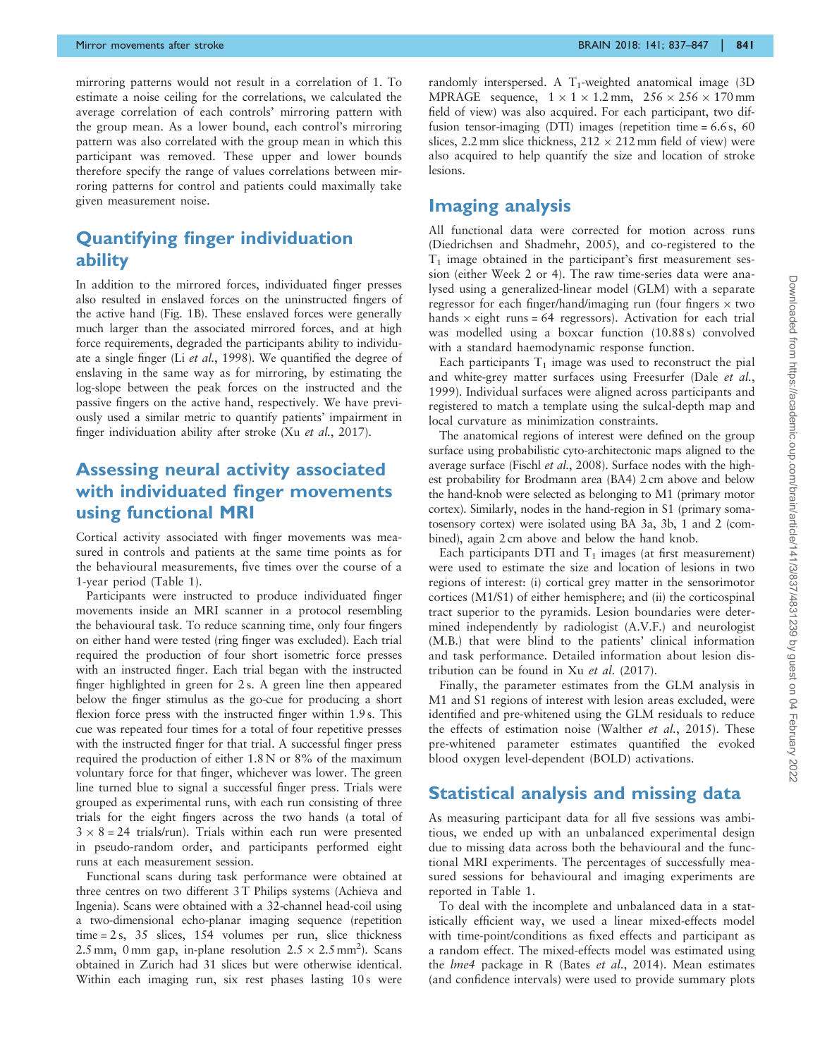mirroring patterns would not result in a correlation of 1. To estimate a noise ceiling for the correlations, we calculated the average correlation of each controls' mirroring pattern with the group mean. As a lower bound, each control's mirroring pattern was also correlated with the group mean in which this participant was removed. These upper and lower bounds therefore specify the range of values correlations between mirroring patterns for control and patients could maximally take given measurement noise.

## Quantifying finger individuation ability

In addition to the mirrored forces, individuated finger presses also resulted in enslaved forces on the uninstructed fingers of the active hand (Fig. 1B). These enslaved forces were generally much larger than the associated mirrored forces, and at high force requirements, degraded the participants ability to individuate a single finger (Li *et al.*, 1998). We quantified the degree of enslaving in the same way as for mirroring, by estimating the log-slope between the peak forces on the instructed and the passive fingers on the active hand, respectively. We have previously used a similar metric to quantify patients' impairment in finger individuation ability after stroke (Xu *et al.*, 2017).

## Assessing neural activity associated with individuated finger movements using functional MRI

Cortical activity associated with finger movements was measured in controls and patients at the same time points as for the behavioural measurements, five times over the course of a 1-year period (Table 1).

Participants were instructed to produce individuated finger movements inside an MRI scanner in a protocol resembling the behavioural task. To reduce scanning time, only four fingers on either hand were tested (ring finger was excluded). Each trial required the production of four short isometric force presses with an instructed finger. Each trial began with the instructed finger highlighted in green for 2 s. A green line then appeared below the finger stimulus as the go-cue for producing a short flexion force press with the instructed finger within 1.9 s. This cue was repeated four times for a total of four repetitive presses with the instructed finger for that trial. A successful finger press required the production of either 1.8 N or 8% of the maximum voluntary force for that finger, whichever was lower. The green line turned blue to signal a successful finger press. Trials were grouped as experimental runs, with each run consisting of three trials for the eight fingers across the two hands (a total of $3 \times 8 = 24$ trials/run). Trials within each run were presented in pseudo-random order, and participants performed eight runs at each measurement session.

Functional scans during task performance were obtained at three centres on two different 3 T Philips systems (Achieva and Ingenia). Scans were obtained with a 32-channel head-coil using a two-dimensional echo-planar imaging sequence (repetition time = 2 s, 35 slices, 154 volumes per run, slice thickness 2.5 mm, 0 mm gap, in-plane resolution $2.5 \times 2.5\,\text{mm}^2$). Scans obtained in Zurich had 31 slices but were otherwise identical. Within each imaging run, six rest phases lasting 10 s were randomly interspersed. A $T_1$-weighted anatomical image (3D MPRAGE sequence, $1 \times 1 \times 1.2$ mm, $256 \times 256 \times 170$ mm field of view) was also acquired. For each participant, two diffusion tensor-imaging (DTI) images (repetition time = 6.6 s, 60 slices, 2.2 mm slice thickness, $212 \times 212$ mm field of view) were also acquired to help quantify the size and location of stroke lesions.

## Imaging analysis

All functional data were corrected for motion across runs (Diedrichsen and Shadmehr, 2005), and co-registered to the $T_1$ image obtained in the participant's first measurement session (either Week 2 or 4). The raw time-series data were analysed using a generalized-linear model (GLM) with a separate regressor for each finger/hand/imaging run (four fingers $\times$ two hands $\times$ eight runs = 64 regressors). Activation for each trial was modelled using a boxcar function (10.88 s) convolved with a standard haemodynamic response function.

Each participants $T_1$ image was used to reconstruct the pial and white-grey matter surfaces using Freesurfer (Dale *et al.*, 1999). Individual surfaces were aligned across participants and registered to match a template using the sulcal-depth map and local curvature as minimization constraints.

The anatomical regions of interest were defined on the group surface using probabilistic cyto-architectonic maps aligned to the average surface (Fischl *et al.*, 2008). Surface nodes with the highest probability for Brodmann area (BA4) 2 cm above and below the hand-knob were selected as belonging to M1 (primary motor cortex). Similarly, nodes in the hand-region in S1 (primary somatosensory cortex) were isolated using BA 3a, 3b, 1 and 2 (combined), again 2 cm above and below the hand knob.

Each participants DTI and $T_1$ images (at first measurement) were used to estimate the size and location of lesions in two regions of interest: (i) cortical grey matter in the sensorimotor cortices (M1/S1) of either hemisphere; and (ii) the corticospinal tract superior to the pyramids. Lesion boundaries were determined independently by radiologist (A.V.F.) and neurologist (M.B.) that were blind to the patients' clinical information and task performance. Detailed information about lesion distribution can be found in Xu *et al.* (2017).

Finally, the parameter estimates from the GLM analysis in M1 and S1 regions of interest with lesion areas excluded, were identified and pre-whitened using the GLM residuals to reduce the effects of estimation noise (Walther *et al.*, 2015). These pre-whitened parameter estimates quantified the evoked blood oxygen level-dependent (BOLD) activations.

## Statistical analysis and missing data

As measuring participant data for all five sessions was ambitious, we ended up with an unbalanced experimental design due to missing data across both the behavioural and the functional MRI experiments. The percentages of successfully measured sessions for behavioural and imaging experiments are reported in Table 1.

To deal with the incomplete and unbalanced data in a statistically efficient way, we used a linear mixed-effects model with time-point/conditions as fixed effects and participant as a random effect. The mixed-effects model was estimated using the *lme4* package in R (Bates *et al.*, 2014). Mean estimates (and confidence intervals) were used to provide summary plots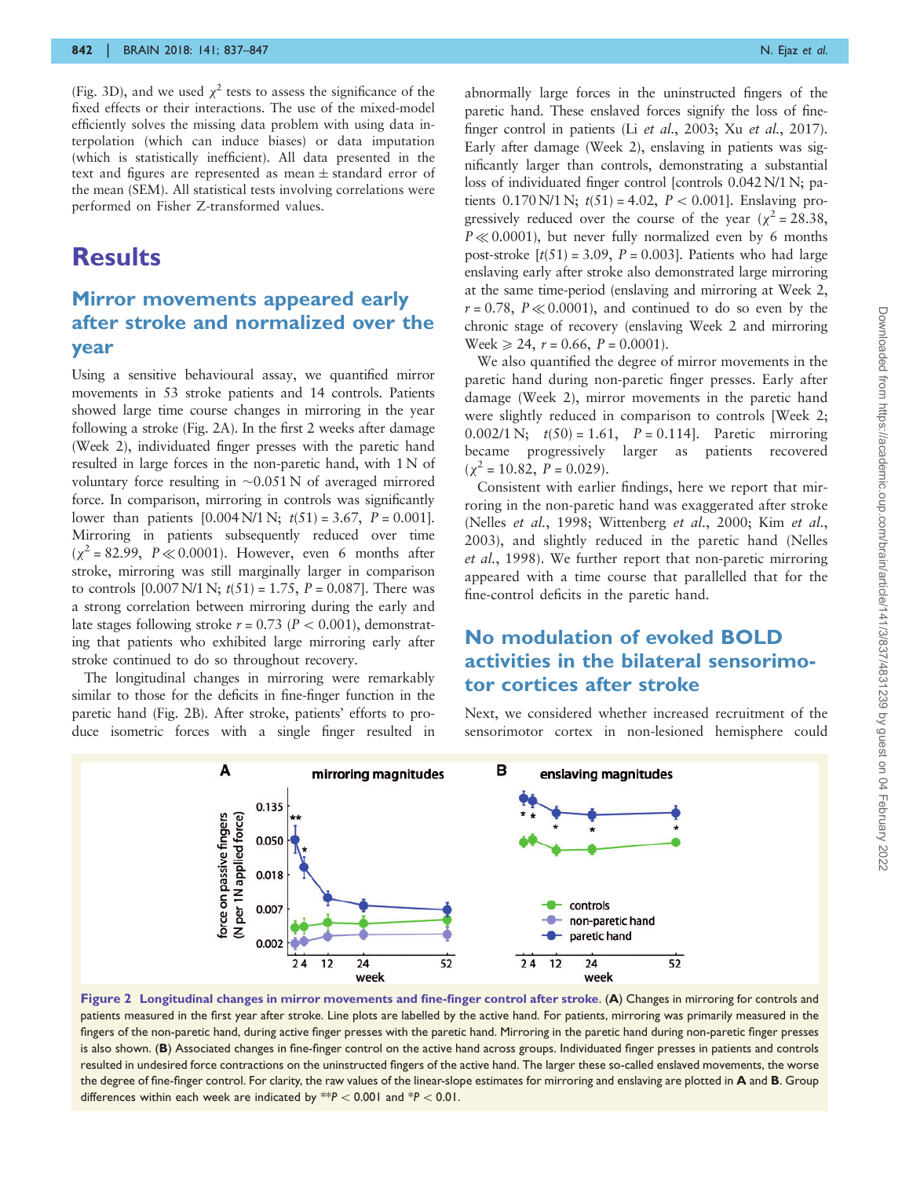(Fig. 3D), and we used $\chi^2$ tests to assess the significance of the fixed effects or their interactions. The use of the mixed-model efficiently solves the missing data problem with using data interpolation (which can induce biases) or data imputation (which is statistically inefficient). All data presented in the text and figures are represented as mean ± standard error of the mean (SEM). All statistical tests involving correlations were performed on Fisher Z-transformed values.

# Results

## Mirror movements appeared early after stroke and normalized over the year

Using a sensitive behavioural assay, we quantified mirror movements in 53 stroke patients and 14 controls. Patients showed large time course changes in mirroring in the year following a stroke (Fig. 2A). In the first 2 weeks after damage (Week 2), individuated finger presses with the paretic hand resulted in large forces in the non-paretic hand, with 1 N of voluntary force resulting in ~0.051 N of averaged mirrored force. In comparison, mirroring in controls was significantly lower than patients [0.004 N/1 N; $t(51) = 3.67$, $P = 0.001$]. Mirroring in patients subsequently reduced over time ($\chi^2 = 82.99$, $P \ll 0.0001$). However, even 6 months after stroke, mirroring was still marginally larger in comparison to controls [0.007 N/1 N; $t(51) = 1.75$, $P = 0.087$]. There was a strong correlation between mirroring during the early and late stages following stroke $r = 0.73$ ($P < 0.001$), demonstrating that patients who exhibited large mirroring early after stroke continued to do so throughout recovery.

The longitudinal changes in mirroring were remarkably similar to those for the deficits in fine-finger function in the paretic hand (Fig. 2B). After stroke, patients' efforts to produce isometric forces with a single finger resulted in abnormally large forces in the uninstructed fingers of the paretic hand. These enslaved forces signify the loss of fine-finger control in patients (Li *et al.*, 2003; Xu *et al.*, 2017). Early after damage (Week 2), enslaving in patients was significantly larger than controls, demonstrating a substantial loss of individuated finger control [controls 0.042 N/1 N; patients 0.170 N/1 N; $t(51) = 4.02$, $P < 0.001$]. Enslaving progressively reduced over the course of the year ($\chi^2 = 28.38$, $P \ll 0.0001$), but never fully normalized even by 6 months post-stroke [$t(51) = 3.09$, $P = 0.003$]. Patients who had large enslaving early after stroke also demonstrated large mirroring at the same time-period (enslaving and mirroring at Week 2, $r = 0.78$, $P \ll 0.0001$), and continued to do so even by the chronic stage of recovery (enslaving Week 2 and mirroring Week ≥ 24, $r = 0.66$, $P = 0.0001$).

We also quantified the degree of mirror movements in the paretic hand during non-paretic finger presses. Early after damage (Week 2), mirror movements in the paretic hand were slightly reduced in comparison to controls [Week 2; 0.002/1 N; $t(50) = 1.61$, $P = 0.114$]. Paretic mirroring became progressively larger as patients recovered ($\chi^2 = 10.82$, $P = 0.029$).

Consistent with earlier findings, here we report that mirroring in the non-paretic hand was exaggerated after stroke (Nelles *et al.*, 1998; Wittenberg *et al.*, 2000; Kim *et al.*, 2003), and slightly reduced in the paretic hand (Nelles *et al.*, 1998). We further report that non-paretic mirroring appeared with a time course that parallelled that for the fine-control deficits in the paretic hand.

## No modulation of evoked BOLD activities in the bilateral sensorimotor cortices after stroke

Next, we considered whether increased recruitment of the sensorimotor cortex in non-lesioned hemisphere could

**Figure 2 Longitudinal changes in mirror movements and fine-finger control after stroke.** (**A**) Changes in mirroring for controls and patients measured in the first year after stroke. Line plots are labelled by the active hand. For patients, mirroring was primarily measured in the fingers of the non-paretic hand, during active finger presses with the paretic hand. Mirroring in the paretic hand during non-paretic finger presses is also shown. (**B**) Associated changes in fine-finger control on the active hand across groups. Individuated finger presses in patients and controls resulted in undesired force contractions on the uninstructed fingers of the active hand. The larger these so-called enslaved movements, the worse the degree of fine-finger control. For clarity, the raw values of the linear-slope estimates for mirroring and enslaving are plotted in **A** and **B**. Group differences within each week are indicated by **$P < 0.001$ and *$P < 0.01$.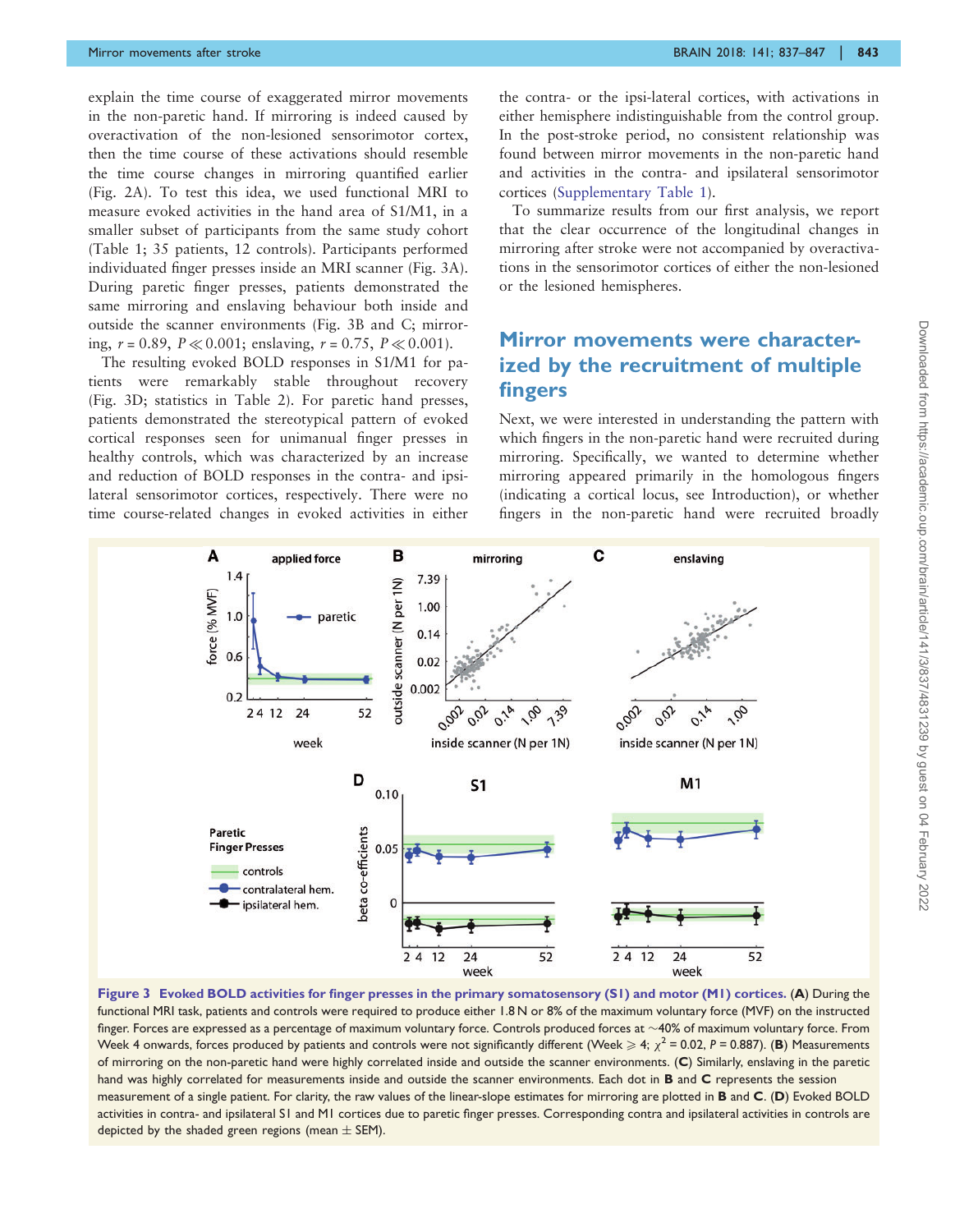explain the time course of exaggerated mirror movements in the non-paretic hand. If mirroring is indeed caused by overactivation of the non-lesioned sensorimotor cortex, then the time course of these activations should resemble the time course changes in mirroring quantified earlier (Fig. 2A). To test this idea, we used functional MRI to measure evoked activities in the hand area of S1/M1, in a smaller subset of participants from the same study cohort (Table 1; 35 patients, 12 controls). Participants performed individuated finger presses inside an MRI scanner (Fig. 3A). During paretic finger presses, patients demonstrated the same mirroring and enslaving behaviour both inside and outside the scanner environments (Fig. 3B and C; mirroring, $r = 0.89$, $P \ll 0.001$; enslaving, $r = 0.75$, $P \ll 0.001$).

The resulting evoked BOLD responses in S1/M1 for patients were remarkably stable throughout recovery (Fig. 3D; statistics in Table 2). For paretic hand presses, patients demonstrated the stereotypical pattern of evoked cortical responses seen for unimanual finger presses in healthy controls, which was characterized by an increase and reduction of BOLD responses in the contra- and ipsilateral sensorimotor cortices, respectively. There were no time course-related changes in evoked activities in either the contra- or the ipsi-lateral cortices, with activations in either hemisphere indistinguishable from the control group. In the post-stroke period, no consistent relationship was found between mirror movements in the non-paretic hand and activities in the contra- and ipsilateral sensorimotor cortices (Supplementary Table 1).

To summarize results from our first analysis, we report that the clear occurrence of the longitudinal changes in mirroring after stroke were not accompanied by overactivations in the sensorimotor cortices of either the non-lesioned or the lesioned hemispheres.

## Mirror movements were characterized by the recruitment of multiple fingers

Next, we were interested in understanding the pattern with which fingers in the non-paretic hand were recruited during mirroring. Specifically, we wanted to determine whether mirroring appeared primarily in the homologous fingers (indicating a cortical locus, see Introduction), or whether fingers in the non-paretic hand were recruited broadly

**Figure 3 Evoked BOLD activities for finger presses in the primary somatosensory (S1) and motor (M1) cortices.** (**A**) During the functional MRI task, patients and controls were required to produce either 1.8 N or 8% of the maximum voluntary force (MVF) on the instructed finger. Forces are expressed as a percentage of maximum voluntary force. Controls produced forces at ~40% of maximum voluntary force. From Week 4 onwards, forces produced by patients and controls were not significantly different (Week ⩾ 4; $\chi^2 = 0.02$, $P = 0.887$). (**B**) Measurements of mirroring on the non-paretic hand were highly correlated inside and outside the scanner environments. (**C**) Similarly, enslaving in the paretic hand was highly correlated for measurements inside and outside the scanner environments. Each dot in **B** and **C** represents the session measurement of a single patient. For clarity, the raw values of the linear-slope estimates for mirroring are plotted in **B** and **C**. (**D**) Evoked BOLD activities in contra- and ipsilateral S1 and M1 cortices due to paretic finger presses. Corresponding contra and ipsilateral activities in controls are depicted by the shaded green regions (mean ± SEM).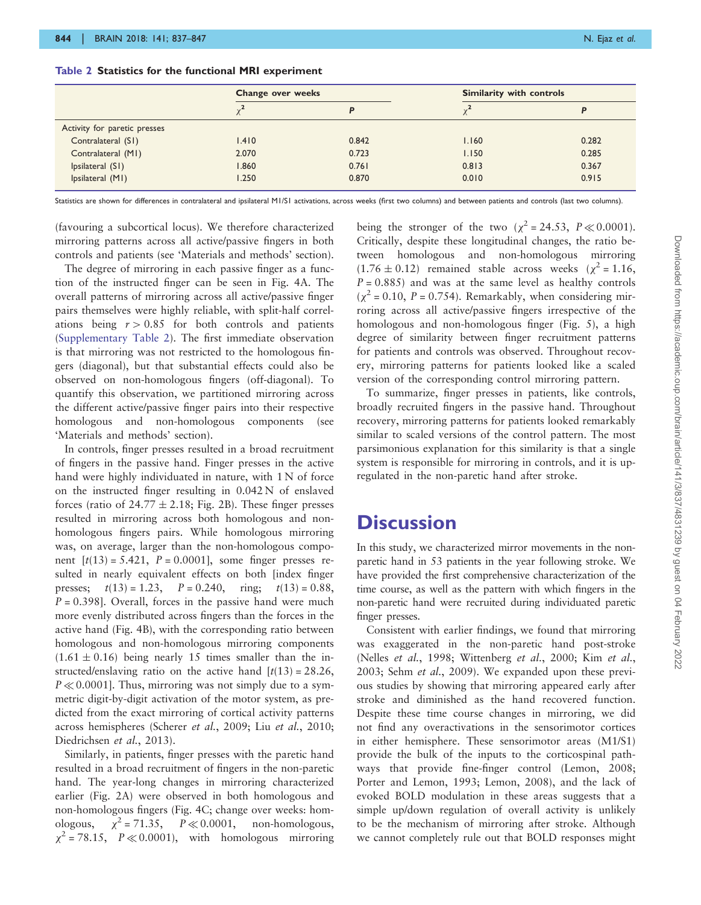**Table 2 Statistics for the functional MRI experiment**

| | Change over weeks | | Similarity with controls | |
|---|---|---|---|---|
| | $\chi^2$ | *P* | $\chi^2$ | *P* |
| Activity for paretic presses | | | | |
| Contralateral (S1) | 1.410 | 0.842 | 1.160 | 0.282 |
| Contralateral (M1) | 2.070 | 0.723 | 1.150 | 0.285 |
| Ipsilateral (S1) | 1.860 | 0.761 | 0.813 | 0.367 |
| Ipsilateral (M1) | 1.250 | 0.870 | 0.010 | 0.915 |

Statistics are shown for differences in contralateral and ipsilateral M1/S1 activations, across weeks (first two columns) and between patients and controls (last two columns).

(favouring a subcortical locus). We therefore characterized mirroring patterns across all active/passive fingers in both controls and patients (see 'Materials and methods' section).

The degree of mirroring in each passive finger as a function of the instructed finger can be seen in Fig. 4A. The overall patterns of mirroring across all active/passive finger pairs themselves were highly reliable, with split-half correlations being $r > 0.85$ for both controls and patients (Supplementary Table 2). The first immediate observation is that mirroring was not restricted to the homologous fingers (diagonal), but that substantial effects could also be observed on non-homologous fingers (off-diagonal). To quantify this observation, we partitioned mirroring across the different active/passive finger pairs into their respective homologous and non-homologous components (see 'Materials and methods' section).

In controls, finger presses resulted in a broad recruitment of fingers in the passive hand. Finger presses in the active hand were highly individuated in nature, with 1 N of force on the instructed finger resulting in 0.042 N of enslaved forces (ratio of $24.77 \pm 2.18$; Fig. 2B). These finger presses resulted in mirroring across both homologous and non-homologous fingers pairs. While homologous mirroring was, on average, larger than the non-homologous component [$t(13) = 5.421$, $P = 0.0001$], some finger presses resulted in nearly equivalent effects on both [index finger presses; $t(13) = 1.23$, $P = 0.240$, ring; $t(13) = 0.88$, $P = 0.398$]. Overall, forces in the passive hand were much more evenly distributed across fingers than the forces in the active hand (Fig. 4B), with the corresponding ratio between homologous and non-homologous mirroring components ($1.61 \pm 0.16$) being nearly 15 times smaller than the instructed/enslaving ratio on the active hand [$t(13) = 28.26$, $P \ll 0.0001$]. Thus, mirroring was not simply due to a symmetric digit-by-digit activation of the motor system, as predicted from the exact mirroring of cortical activity patterns across hemispheres (Scherer *et al.*, 2009; Liu *et al.*, 2010; Diedrichsen *et al.*, 2013).

Similarly, in patients, finger presses with the paretic hand resulted in a broad recruitment of fingers in the non-paretic hand. The year-long changes in mirroring characterized earlier (Fig. 2A) were observed in both homologous and non-homologous fingers (Fig. 4C; change over weeks: homologous, $\chi^2 = 71.35$, $P \ll 0.0001$, non-homologous, $\chi^2 = 78.15$, $P \ll 0.0001$), with homologous mirroring being the stronger of the two ($\chi^2 = 24.53$, $P \ll 0.0001$). Critically, despite these longitudinal changes, the ratio between homologous and non-homologous mirroring ($1.76 \pm 0.12$) remained stable across weeks ($\chi^2 = 1.16$, $P = 0.885$) and was at the same level as healthy controls ($\chi^2 = 0.10$, $P = 0.754$). Remarkably, when considering mirroring across all active/passive fingers irrespective of the homologous and non-homologous finger (Fig. 5), a high degree of similarity between finger recruitment patterns for patients and controls was observed. Throughout recovery, mirroring patterns for patients looked like a scaled version of the corresponding control mirroring pattern.

To summarize, finger presses in patients, like controls, broadly recruited fingers in the passive hand. Throughout recovery, mirroring patterns for patients looked remarkably similar to scaled versions of the control pattern. The most parsimonious explanation for this similarity is that a single system is responsible for mirroring in controls, and it is upregulated in the non-paretic hand after stroke.

# Discussion

In this study, we characterized mirror movements in the non-paretic hand in 53 patients in the year following stroke. We have provided the first comprehensive characterization of the time course, as well as the pattern with which fingers in the non-paretic hand were recruited during individuated paretic finger presses.

Consistent with earlier findings, we found that mirroring was exaggerated in the non-paretic hand post-stroke (Nelles *et al.*, 1998; Wittenberg *et al.*, 2000; Kim *et al.*, 2003; Sehm *et al.*, 2009). We expanded upon these previous studies by showing that mirroring appeared early after stroke and diminished as the hand recovered function. Despite these time course changes in mirroring, we did not find any overactivations in the sensorimotor cortices in either hemisphere. These sensorimotor areas (M1/S1) provide the bulk of the inputs to the corticospinal pathways that provide fine-finger control (Lemon, 2008; Porter and Lemon, 1993; Lemon, 2008), and the lack of evoked BOLD modulation in these areas suggests that a simple up/down regulation of overall activity is unlikely to be the mechanism of mirroring after stroke. Although we cannot completely rule out that BOLD responses might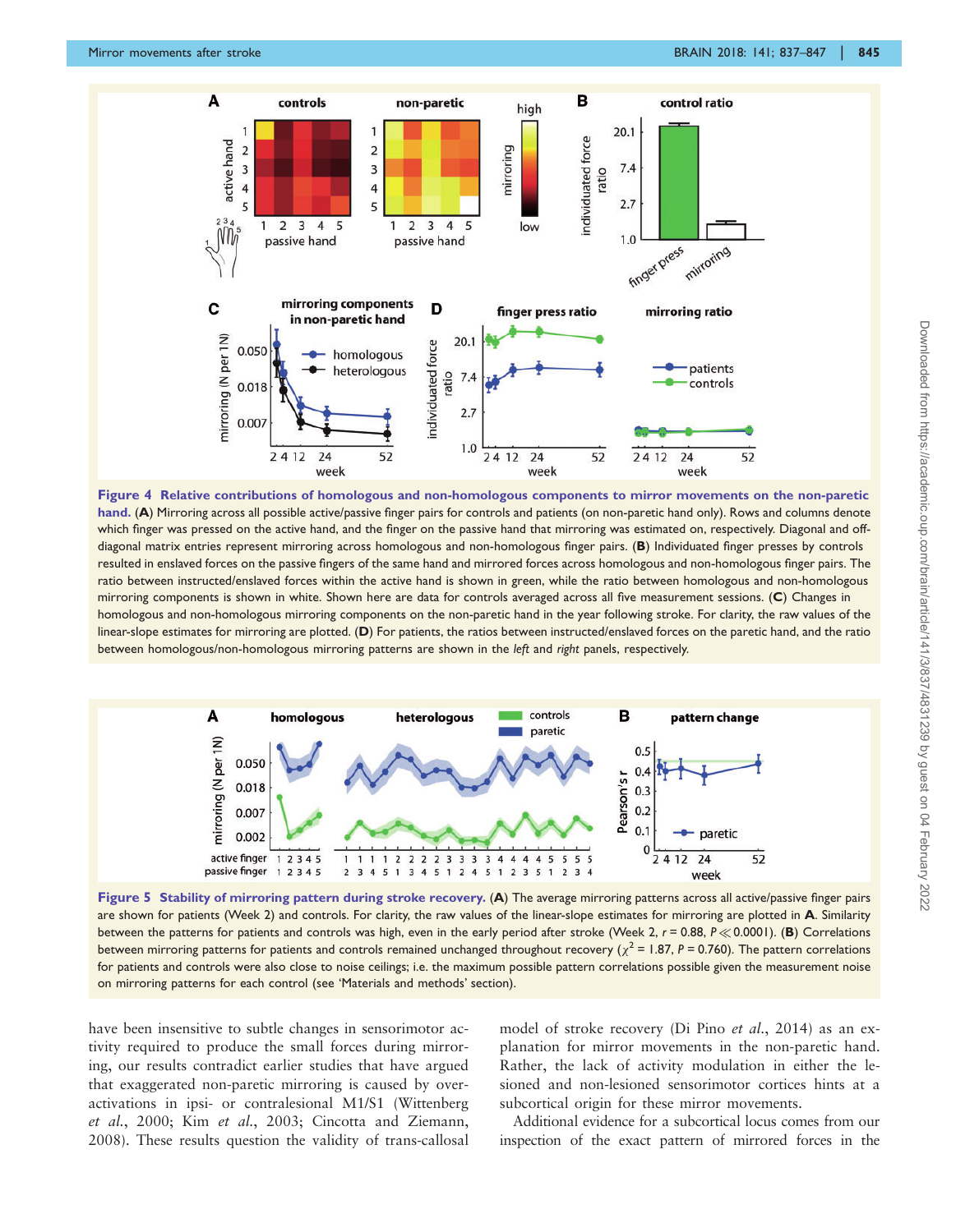**Figure 4 Relative contributions of homologous and non-homologous components to mirror movements on the non-paretic hand.** (**A**) Mirroring across all possible active/passive finger pairs for controls and patients (on non-paretic hand only). Rows and columns denote which finger was pressed on the active hand, and the finger on the passive hand that mirroring was estimated on, respectively. Diagonal and off-diagonal matrix entries represent mirroring across homologous and non-homologous finger pairs. (**B**) Individuated finger presses by controls resulted in enslaved forces on the passive fingers of the same hand and mirrored forces across homologous and non-homologous finger pairs. The ratio between instructed/enslaved forces within the active hand is shown in green, while the ratio between homologous and non-homologous mirroring components is shown in white. Shown here are data for controls averaged across all five measurement sessions. (**C**) Changes in homologous and non-homologous mirroring components on the non-paretic hand in the year following stroke. For clarity, the raw values of the linear-slope estimates for mirroring are plotted. (**D**) For patients, the ratios between instructed/enslaved forces on the paretic hand, and the ratio between homologous/non-homologous mirroring patterns are shown in the *left* and *right* panels, respectively.

**Figure 5 Stability of mirroring pattern during stroke recovery.** (**A**) The average mirroring patterns across all active/passive finger pairs are shown for patients (Week 2) and controls. For clarity, the raw values of the linear-slope estimates for mirroring are plotted in **A**. Similarity between the patterns for patients and controls was high, even in the early period after stroke (Week 2, $r = 0.88$, $P \ll 0.0001$). (**B**) Correlations between mirroring patterns for patients and controls remained unchanged throughout recovery ($\chi^2 = 1.87$, $P = 0.760$). The pattern correlations for patients and controls were also close to noise ceilings; i.e. the maximum possible pattern correlations possible given the measurement noise on mirroring patterns for each control (see 'Materials and methods' section).

have been insensitive to subtle changes in sensorimotor activity required to produce the small forces during mirroring, our results contradict earlier studies that have argued that exaggerated non-paretic mirroring is caused by over-activations in ipsi- or contralesional M1/S1 (Wittenberg *et al.*, 2000; Kim *et al.*, 2003; Cincotta and Ziemann, 2008). These results question the validity of trans-callosal model of stroke recovery (Di Pino *et al.*, 2014) as an explanation for mirror movements in the non-paretic hand. Rather, the lack of activity modulation in either the lesioned and non-lesioned sensorimotor cortices hints at a subcortical origin for these mirror movements.

Additional evidence for a subcortical locus comes from our inspection of the exact pattern of mirrored forces in the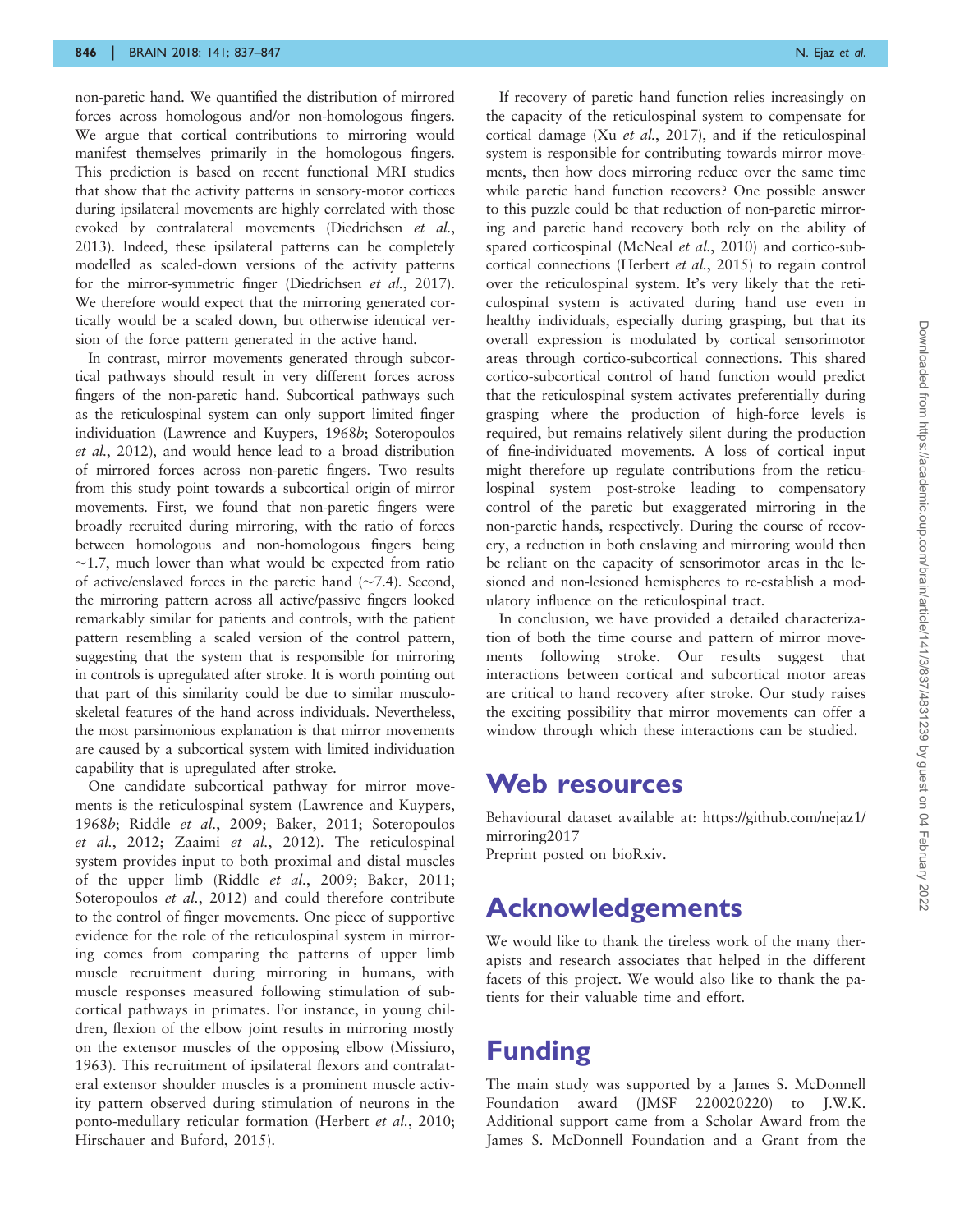non-paretic hand. We quantified the distribution of mirrored forces across homologous and/or non-homologous fingers. We argue that cortical contributions to mirroring would manifest themselves primarily in the homologous fingers. This prediction is based on recent functional MRI studies that show that the activity patterns in sensory-motor cortices during ipsilateral movements are highly correlated with those evoked by contralateral movements (Diedrichsen *et al.*, 2013). Indeed, these ipsilateral patterns can be completely modelled as scaled-down versions of the activity patterns for the mirror-symmetric finger (Diedrichsen *et al.*, 2017). We therefore would expect that the mirroring generated cortically would be a scaled down, but otherwise identical version of the force pattern generated in the active hand.

In contrast, mirror movements generated through subcortical pathways should result in very different forces across fingers of the non-paretic hand. Subcortical pathways such as the reticulospinal system can only support limited finger individuation (Lawrence and Kuypers, 1968*b*; Soteropoulos *et al.*, 2012), and would hence lead to a broad distribution of mirrored forces across non-paretic fingers. Two results from this study point towards a subcortical origin of mirror movements. First, we found that non-paretic fingers were broadly recruited during mirroring, with the ratio of forces between homologous and non-homologous fingers being ~1.7, much lower than what would be expected from ratio of active/enslaved forces in the paretic hand (~7.4). Second, the mirroring pattern across all active/passive fingers looked remarkably similar for patients and controls, with the patient pattern resembling a scaled version of the control pattern, suggesting that the system that is responsible for mirroring in controls is upregulated after stroke. It is worth pointing out that part of this similarity could be due to similar musculoskeletal features of the hand across individuals. Nevertheless, the most parsimonious explanation is that mirror movements are caused by a subcortical system with limited individuation capability that is upregulated after stroke.

One candidate subcortical pathway for mirror movements is the reticulospinal system (Lawrence and Kuypers, 1968*b*; Riddle *et al.*, 2009; Baker, 2011; Soteropoulos *et al.*, 2012; Zaaimi *et al.*, 2012). The reticulospinal system provides input to both proximal and distal muscles of the upper limb (Riddle *et al.*, 2009; Baker, 2011; Soteropoulos *et al.*, 2012) and could therefore contribute to the control of finger movements. One piece of supportive evidence for the role of the reticulospinal system in mirroring comes from comparing the patterns of upper limb muscle recruitment during mirroring in humans, with muscle responses measured following stimulation of subcortical pathways in primates. For instance, in young children, flexion of the elbow joint results in mirroring mostly on the extensor muscles of the opposing elbow (Missiuro, 1963). This recruitment of ipsilateral flexors and contralateral extensor shoulder muscles is a prominent muscle activity pattern observed during stimulation of neurons in the ponto-medullary reticular formation (Herbert *et al.*, 2010; Hirschauer and Buford, 2015).

If recovery of paretic hand function relies increasingly on the capacity of the reticulospinal system to compensate for cortical damage (Xu *et al.*, 2017), and if the reticulospinal system is responsible for contributing towards mirror movements, then how does mirroring reduce over the same time while paretic hand function recovers? One possible answer to this puzzle could be that reduction of non-paretic mirroring and paretic hand recovery both rely on the ability of spared corticospinal (McNeal *et al.*, 2010) and cortico-subcortical connections (Herbert *et al.*, 2015) to regain control over the reticulospinal system. It's very likely that the reticulospinal system is activated during hand use even in healthy individuals, especially during grasping, but that its overall expression is modulated by cortical sensorimotor areas through cortico-subcortical connections. This shared cortico-subcortical control of hand function would predict that the reticulospinal system activates preferentially during grasping where the production of high-force levels is required, but remains relatively silent during the production of fine-individuated movements. A loss of cortical input might therefore up regulate contributions from the reticulospinal system post-stroke leading to compensatory control of the paretic but exaggerated mirroring in the non-paretic hands, respectively. During the course of recovery, a reduction in both enslaving and mirroring would then be reliant on the capacity of sensorimotor areas in the lesioned and non-lesioned hemispheres to re-establish a modulatory influence on the reticulospinal tract.

In conclusion, we have provided a detailed characterization of both the time course and pattern of mirror movements following stroke. Our results suggest that interactions between cortical and subcortical motor areas are critical to hand recovery after stroke. Our study raises the exciting possibility that mirror movements can offer a window through which these interactions can be studied.

# Web resources

Behavioural dataset available at: https://github.com/nejaz1/mirroring2017
Preprint posted on bioRxiv.

# Acknowledgements

We would like to thank the tireless work of the many therapists and research associates that helped in the different facets of this project. We would also like to thank the patients for their valuable time and effort.

# Funding

The main study was supported by a James S. McDonnell Foundation award (JMSF 220020220) to J.W.K. Additional support came from a Scholar Award from the James S. McDonnell Foundation and a Grant from the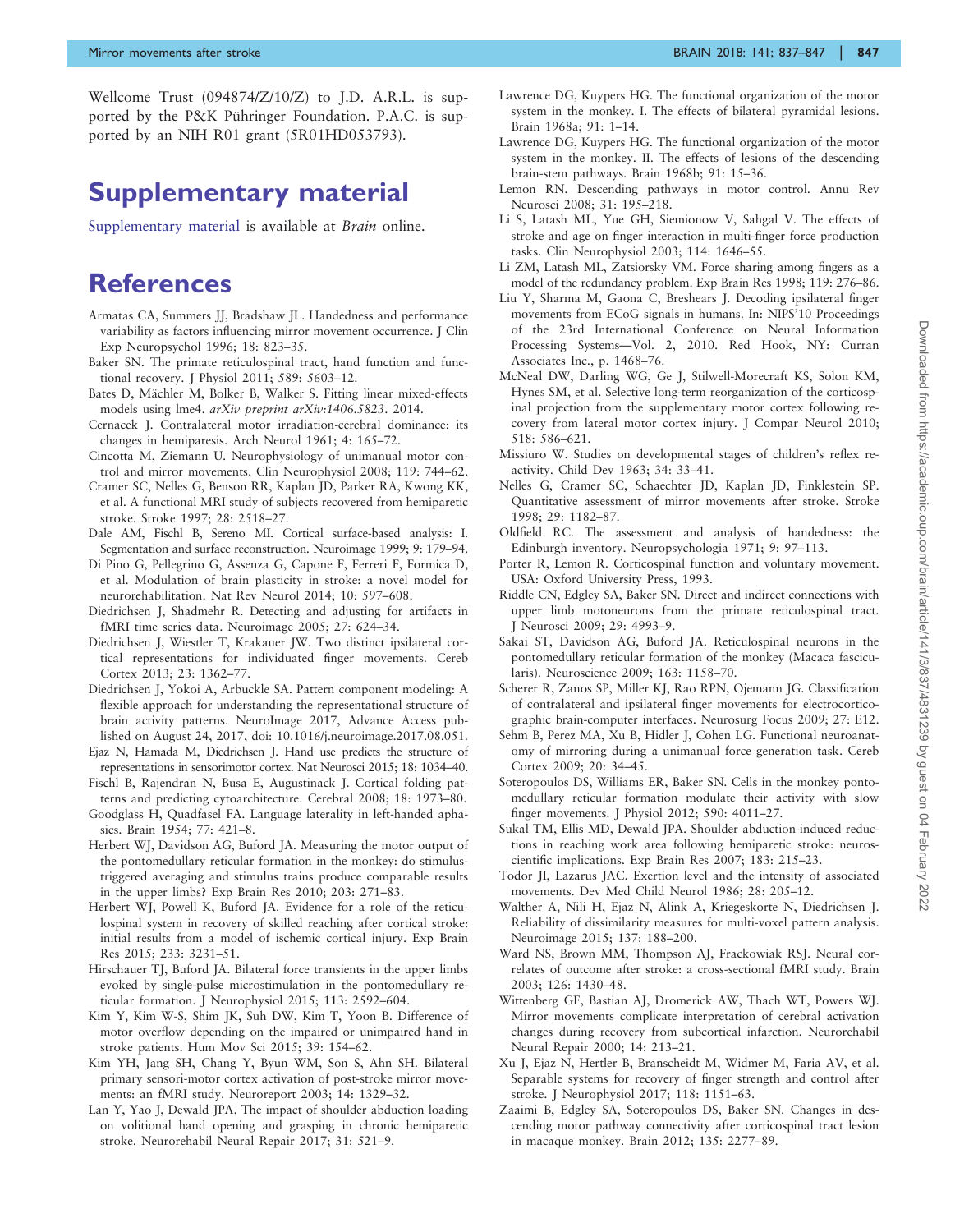Wellcome Trust (094874/Z/10/Z) to J.D. A.R.L. is supported by the P&K Pühringer Foundation. P.A.C. is supported by an NIH R01 grant (5R01HD053793).

# Supplementary material

Supplementary material is available at *Brain* online.

# References

Armatas CA, Summers JJ, Bradshaw JL. Handedness and performance variability as factors influencing mirror movement occurrence. J Clin Exp Neuropsychol 1996; 18: 823–35.

Baker SN. The primate reticulospinal tract, hand function and functional recovery. J Physiol 2011; 589: 5603–12.

Bates D, Mächler M, Bolker B, Walker S. Fitting linear mixed-effects models using lme4. *arXiv preprint arXiv:1406.5823*. 2014.

Cernacek J. Contralateral motor irradiation-cerebral dominance: its changes in hemiparesis. Arch Neurol 1961; 4: 165–72.

Cincotta M, Ziemann U. Neurophysiology of unimanual motor control and mirror movements. Clin Neurophysiol 2008; 119: 744–62.

Cramer SC, Nelles G, Benson RR, Kaplan JD, Parker RA, Kwong KK, et al. A functional MRI study of subjects recovered from hemiparetic stroke. Stroke 1997; 28: 2518–27.

Dale AM, Fischl B, Sereno MI. Cortical surface-based analysis: I. Segmentation and surface reconstruction. Neuroimage 1999; 9: 179–94.

Di Pino G, Pellegrino G, Assenza G, Capone F, Ferreri F, Formica D, et al. Modulation of brain plasticity in stroke: a novel model for neurorehabilitation. Nat Rev Neurol 2014; 10: 597–608.

Diedrichsen J, Shadmehr R. Detecting and adjusting for artifacts in fMRI time series data. Neuroimage 2005; 27: 624–34.

Diedrichsen J, Wiestler T, Krakauer JW. Two distinct ipsilateral cortical representations for individuated finger movements. Cereb Cortex 2013; 23: 1362–77.

Diedrichsen J, Yokoi A, Arbuckle SA. Pattern component modeling: A flexible approach for understanding the representational structure of brain activity patterns. NeuroImage 2017, Advance Access published on August 24, 2017, doi: 10.1016/j.neuroimage.2017.08.051.

Ejaz N, Hamada M, Diedrichsen J. Hand use predicts the structure of representations in sensorimotor cortex. Nat Neurosci 2015; 18: 1034–40.

Fischl B, Rajendran N, Busa E, Augustinack J. Cortical folding patterns and predicting cytoarchitecture. Cerebral 2008; 18: 1973–80.

Goodglass H, Quadfasel FA. Language laterality in left-handed aphasics. Brain 1954; 77: 421–8.

Herbert WJ, Davidson AG, Buford JA. Measuring the motor output of the pontomedullary reticular formation in the monkey: do stimulus-triggered averaging and stimulus trains produce comparable results in the upper limbs? Exp Brain Res 2010; 203: 271–83.

Herbert WJ, Powell K, Buford JA. Evidence for a role of the reticulospinal system in recovery of skilled reaching after cortical stroke: initial results from a model of ischemic cortical injury. Exp Brain Res 2015; 233: 3231–51.

Hirschauer TJ, Buford JA. Bilateral force transients in the upper limbs evoked by single-pulse microstimulation in the pontomedullary reticular formation. J Neurophysiol 2015; 113: 2592–604.

Kim Y, Kim W-S, Shim JK, Suh DW, Kim T, Yoon B. Difference of motor overflow depending on the impaired or unimpaired hand in stroke patients. Hum Mov Sci 2015; 39: 154–62.

Kim YH, Jang SH, Chang Y, Byun WM, Son S, Ahn SH. Bilateral primary sensori-motor cortex activation of post-stroke mirror movements: an fMRI study. Neuroreport 2003; 14: 1329–32.

Lan Y, Yao J, Dewald JPA. The impact of shoulder abduction loading on volitional hand opening and grasping in chronic hemiparetic stroke. Neurorehabil Neural Repair 2017; 31: 521–9.

Lawrence DG, Kuypers HG. The functional organization of the motor system in the monkey. I. The effects of bilateral pyramidal lesions. Brain 1968a; 91: 1–14.

Lawrence DG, Kuypers HG. The functional organization of the motor system in the monkey. II. The effects of lesions of the descending brain-stem pathways. Brain 1968b; 91: 15–36.

Lemon RN. Descending pathways in motor control. Annu Rev Neurosci 2008; 31: 195–218.

Li S, Latash ML, Yue GH, Siemionow V, Sahgal V. The effects of stroke and age on finger interaction in multi-finger force production tasks. Clin Neurophysiol 2003; 114: 1646–55.

Li ZM, Latash ML, Zatsiorsky VM. Force sharing among fingers as a model of the redundancy problem. Exp Brain Res 1998; 119: 276–86.

Liu Y, Sharma M, Gaona C, Breshears J. Decoding ipsilateral finger movements from ECoG signals in humans. In: NIPS'10 Proceedings of the 23rd International Conference on Neural Information Processing Systems—Vol. 2, 2010. Red Hook, NY: Curran Associates Inc., p. 1468–76.

McNeal DW, Darling WG, Ge J, Stilwell-Morecraft KS, Solon KM, Hynes SM, et al. Selective long-term reorganization of the corticospinal projection from the supplementary motor cortex following recovery from lateral motor cortex injury. J Compar Neurol 2010; 518: 586–621.

Missiuro W. Studies on developmental stages of children's reflex reactivity. Child Dev 1963; 34: 33–41.

Nelles G, Cramer SC, Schaechter JD, Kaplan JD, Finklestein SP. Quantitative assessment of mirror movements after stroke. Stroke 1998; 29: 1182–87.

Oldfield RC. The assessment and analysis of handedness: the Edinburgh inventory. Neuropsychologia 1971; 9: 97–113.

Porter R, Lemon R. Corticospinal function and voluntary movement. USA: Oxford University Press, 1993.

Riddle CN, Edgley SA, Baker SN. Direct and indirect connections with upper limb motoneurons from the primate reticulospinal tract. J Neurosci 2009; 29: 4993–9.

Sakai ST, Davidson AG, Buford JA. Reticulospinal neurons in the pontomedullary reticular formation of the monkey (Macaca fascicularis). Neuroscience 2009; 163: 1158–70.

Scherer R, Zanos SP, Miller KJ, Rao RPN, Ojemann JG. Classification of contralateral and ipsilateral finger movements for electrocorticographic brain-computer interfaces. Neurosurg Focus 2009; 27: E12.

Sehm B, Perez MA, Xu B, Hidler J, Cohen LG. Functional neuroanatomy of mirroring during a unimanual force generation task. Cereb Cortex 2009; 20: 34–45.

Soteropoulos DS, Williams ER, Baker SN. Cells in the monkey pontomedullary reticular formation modulate their activity with slow finger movements. J Physiol 2012; 590: 4011–27.

Sukal TM, Ellis MD, Dewald JPA. Shoulder abduction-induced reductions in reaching work area following hemiparetic stroke: neuroscientific implications. Exp Brain Res 2007; 183: 215–23.

Todor JI, Lazarus JAC. Exertion level and the intensity of associated movements. Dev Med Child Neurol 1986; 28: 205–12.

Walther A, Nili H, Ejaz N, Alink A, Kriegeskorte N, Diedrichsen J. Reliability of dissimilarity measures for multi-voxel pattern analysis. Neuroimage 2015; 137: 188–200.

Ward NS, Brown MM, Thompson AJ, Frackowiak RSJ. Neural correlates of outcome after stroke: a cross-sectional fMRI study. Brain 2003; 126: 1430–48.

Wittenberg GF, Bastian AJ, Dromerick AW, Thach WT, Powers WJ. Mirror movements complicate interpretation of cerebral activation changes during recovery from subcortical infarction. Neurorehabil Neural Repair 2000; 14: 213–21.

Xu J, Ejaz N, Hertler B, Branscheidt M, Widmer M, Faria AV, et al. Separable systems for recovery of finger strength and control after stroke. J Neurophysiol 2017; 118: 1151–63.

Zaaimi B, Edgley SA, Soteropoulos DS, Baker SN. Changes in descending motor pathway connectivity after corticospinal tract lesion in macaque monkey. Brain 2012; 135: 2277–89.